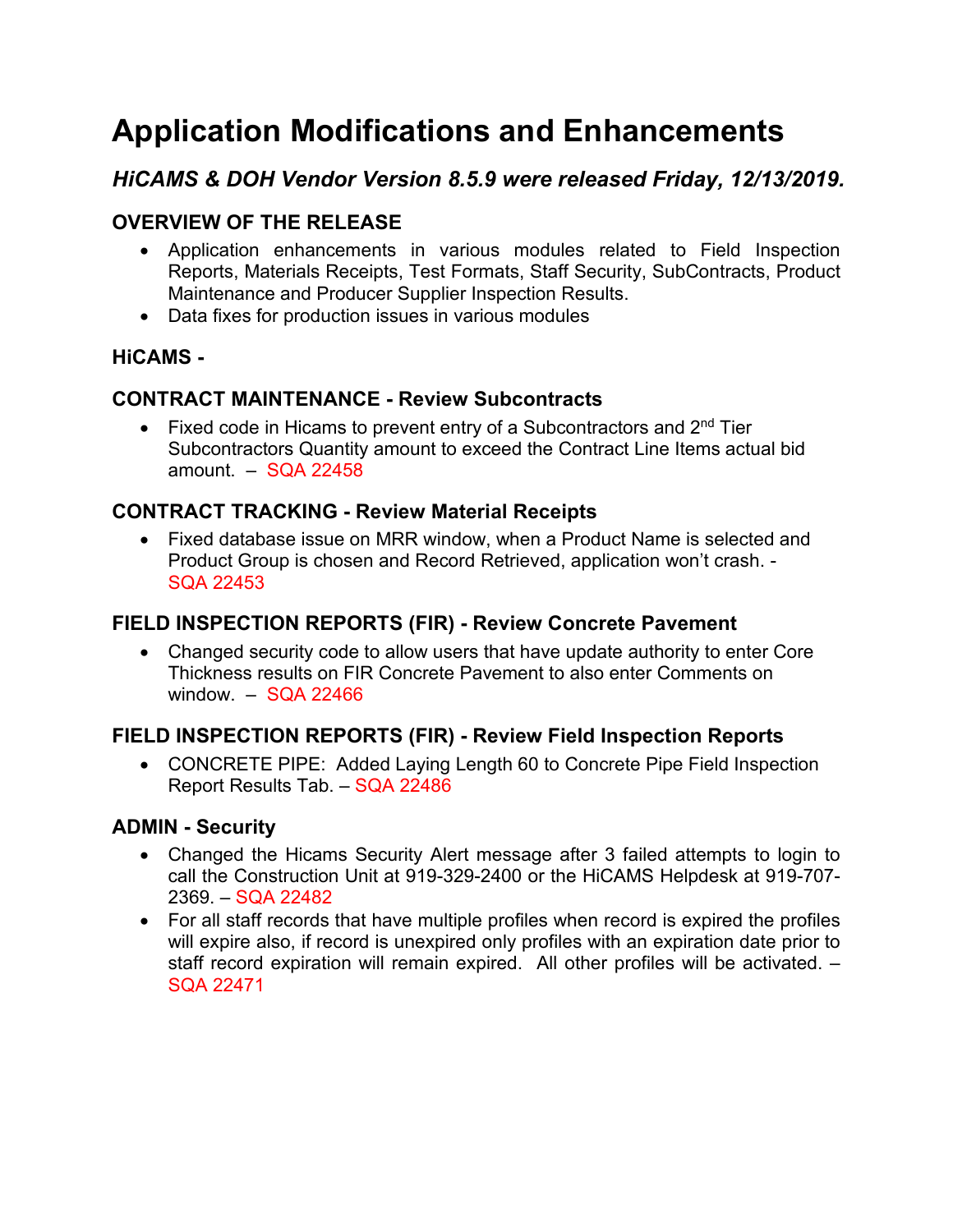# Application Modifications and Enhancements

## *HiCAMS & DOH Vendor Version 8.5.9 were released Friday, 12/13/2019.*

### OVERVIEW OF THE RELEASE

- Application enhancements in various modules related to Field Inspection Reports, Materials Receipts, Test Formats, Staff Security, SubContracts, Product Maintenance and Producer Supplier Inspection Results.
- Data fixes for production issues in various modules

### HiCAMS -

### CONTRACT MAINTENANCE - Review Subcontracts

- Fixed code in Hicams to prevent entry of a Subcontractors and 2nd Tier Subcontractors Quantity amount to exceed the Contract Line Items actual bid amount. – SQA 22458

### CONTRACT TRACKING - Review Material Receipts

- Fixed database issue on MRR window, when a Product Name is selected and Product Group is chosen and Record Retrieved, application won't crash. - SQA 22453

### FIELD INSPECTION REPORTS (FIR) - Review Concrete Pavement

- Changed security code to allow users that have update authority to enter Core Thickness results on FIR Concrete Pavement to also enter Comments on window. – SQA 22466

### FIELD INSPECTION REPORTS (FIR) - Review Field Inspection Reports

- CONCRETE PIPE: Added Laying Length 60 to Concrete Pipe Field Inspection Report Results Tab. – SQA 22486

### ADMIN - Security

- Changed the Hicams Security Alert message after 3 failed attempts to login to call the Construction Unit at 919-329-2400 or the HiCAMS Helpdesk at 919-707-2369. – SQA 22482
- For all staff records that have multiple profiles when record is expired the profiles will expire also, if record is unexpired only profiles with an expiration date prior to staff record expiration will remain expired. All other profiles will be activated. – SQA 22471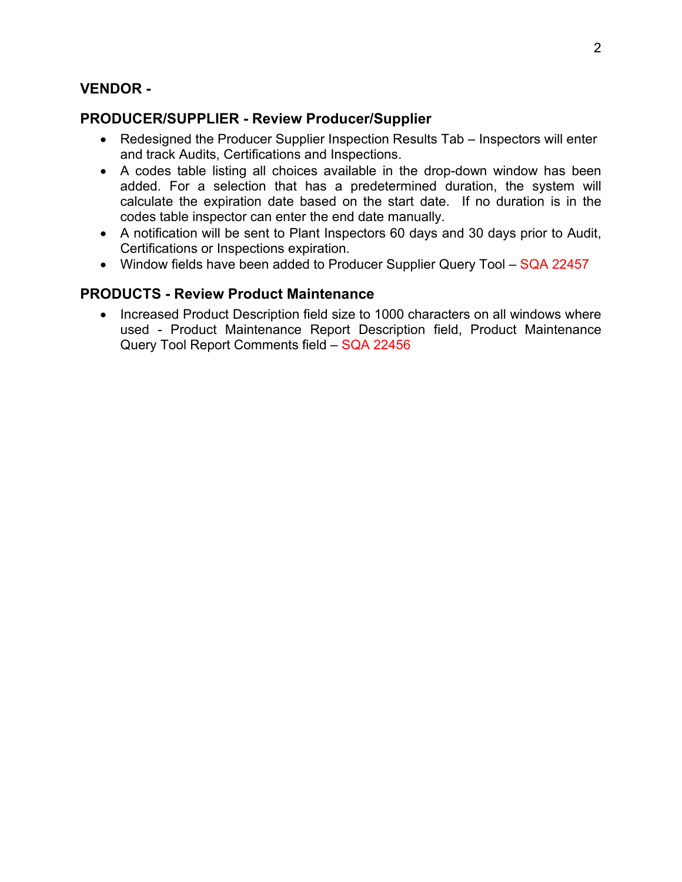### VENDOR -

### PRODUCER/SUPPLIER - Review Producer/Supplier

- Redesigned the Producer Supplier Inspection Results Tab – Inspectors will enter and track Audits, Certifications and Inspections.
- A codes table listing all choices available in the drop-down window has been added. For a selection that has a predetermined duration, the system will calculate the expiration date based on the start date. If no duration is in the codes table inspector can enter the end date manually.
- A notification will be sent to Plant Inspectors 60 days and 30 days prior to Audit, Certifications or Inspections expiration.
- Window fields have been added to Producer Supplier Query Tool – SQA 22457

### PRODUCTS - Review Product Maintenance

- Increased Product Description field size to 1000 characters on all windows where used - Product Maintenance Report Description field, Product Maintenance Query Tool Report Comments field – SQA 22456